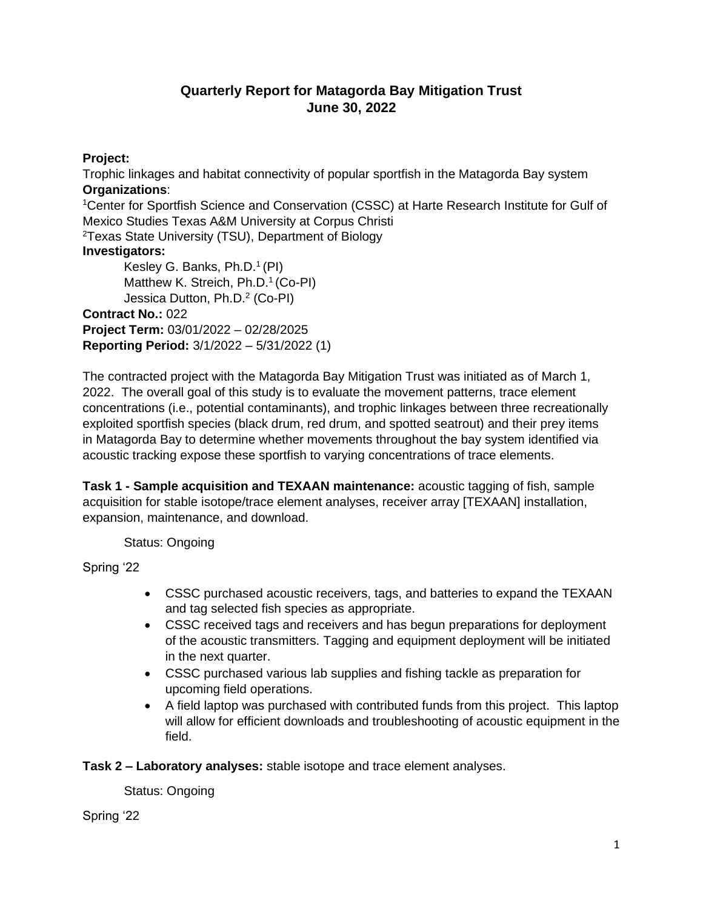# Quarterly Report for Matagorda Bay Mitigation Trust
## June 30, 2022

**Project:**
Trophic linkages and habitat connectivity of popular sportfish in the Matagorda Bay system
**Organizations**:
[1]Center for Sportfish Science and Conservation (CSSC) at Harte Research Institute for Gulf of Mexico Studies Texas A&M University at Corpus Christi
[2]Texas State University (TSU), Department of Biology
**Investigators:**
Kesley G. Banks, Ph.D.[1] (PI)
Matthew K. Streich, Ph.D.[1] (Co-PI)
Jessica Dutton, Ph.D.[2] (Co-PI)
**Contract No.:** 022
**Project Term:** 03/01/2022 – 02/28/2025
**Reporting Period:** 3/1/2022 – 5/31/2022 (1)

The contracted project with the Matagorda Bay Mitigation Trust was initiated as of March 1, 2022. The overall goal of this study is to evaluate the movement patterns, trace element concentrations (i.e., potential contaminants), and trophic linkages between three recreationally exploited sportfish species (black drum, red drum, and spotted seatrout) and their prey items in Matagorda Bay to determine whether movements throughout the bay system identified via acoustic tracking expose these sportfish to varying concentrations of trace elements.

**Task 1 - Sample acquisition and TEXAAN maintenance:** acoustic tagging of fish, sample acquisition for stable isotope/trace element analyses, receiver array [TEXAAN] installation, expansion, maintenance, and download.

Status: Ongoing

Spring '22

- CSSC purchased acoustic receivers, tags, and batteries to expand the TEXAAN and tag selected fish species as appropriate.
- CSSC received tags and receivers and has begun preparations for deployment of the acoustic transmitters. Tagging and equipment deployment will be initiated in the next quarter.
- CSSC purchased various lab supplies and fishing tackle as preparation for upcoming field operations.
- A field laptop was purchased with contributed funds from this project. This laptop will allow for efficient downloads and troubleshooting of acoustic equipment in the field.

**Task 2 – Laboratory analyses:** stable isotope and trace element analyses.

Status: Ongoing

Spring '22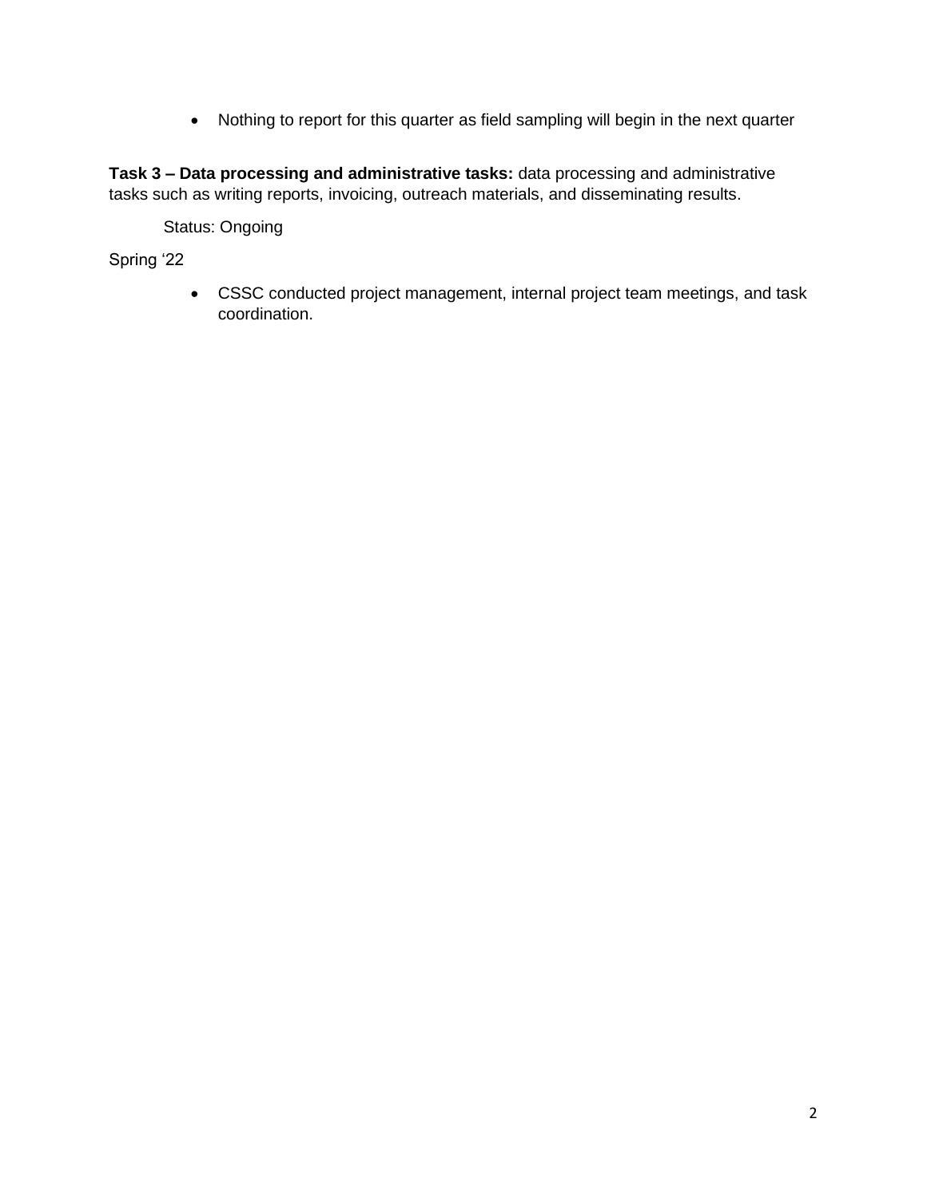- Nothing to report for this quarter as field sampling will begin in the next quarter

**Task 3 – Data processing and administrative tasks:** data processing and administrative tasks such as writing reports, invoicing, outreach materials, and disseminating results.

Status: Ongoing

Spring '22

- CSSC conducted project management, internal project team meetings, and task coordination.